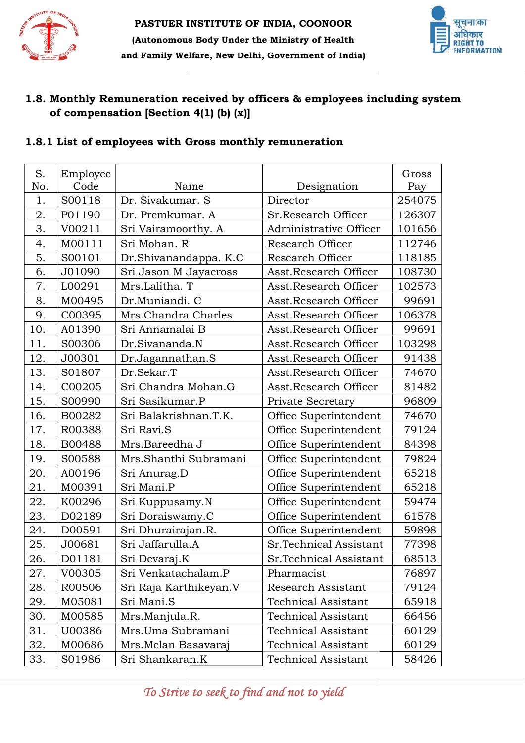**PASTUER INSTITUTE OF INDIA, COONOOR**

**(Autonomous Body Under the Ministry of Health and Family Welfare, New Delhi, Government of India)**

## 1.8. Monthly Remuneration received by officers & employees including system of compensation [Section 4(1) (b) (x)]

### 1.8.1 List of employees with Gross monthly remuneration

| S. No. | Employee Code | Name | Designation | Gross Pay |
|---|---|---|---|---|
| 1. | S00118 | Dr. Sivakumar. S | Director | 254075 |
| 2. | P01190 | Dr. Premkumar. A | Sr.Research Officer | 126307 |
| 3. | V00211 | Sri Vairamoorthy. A | Administrative Officer | 101656 |
| 4. | M00111 | Sri Mohan. R | Research Officer | 112746 |
| 5. | S00101 | Dr.Shivanandappa. K.C | Research Officer | 118185 |
| 6. | J01090 | Sri Jason M Jayacross | Asst.Research Officer | 108730 |
| 7. | L00291 | Mrs.Lalitha. T | Asst.Research Officer | 102573 |
| 8. | M00495 | Dr.Muniandi. C | Asst.Research Officer | 99691 |
| 9. | C00395 | Mrs.Chandra Charles | Asst.Research Officer | 106378 |
| 10. | A01390 | Sri Annamalai B | Asst.Research Officer | 99691 |
| 11. | S00306 | Dr.Sivananda.N | Asst.Research Officer | 103298 |
| 12. | J00301 | Dr.Jagannathan.S | Asst.Research Officer | 91438 |
| 13. | S01807 | Dr.Sekar.T | Asst.Research Officer | 74670 |
| 14. | C00205 | Sri Chandra Mohan.G | Asst.Research Officer | 81482 |
| 15. | S00990 | Sri Sasikumar.P | Private Secretary | 96809 |
| 16. | B00282 | Sri Balakrishnan.T.K. | Office Superintendent | 74670 |
| 17. | R00388 | Sri Ravi.S | Office Superintendent | 79124 |
| 18. | B00488 | Mrs.Bareedha J | Office Superintendent | 84398 |
| 19. | S00588 | Mrs.Shanthi Subramani | Office Superintendent | 79824 |
| 20. | A00196 | Sri Anurag.D | Office Superintendent | 65218 |
| 21. | M00391 | Sri Mani.P | Office Superintendent | 65218 |
| 22. | K00296 | Sri Kuppusamy.N | Office Superintendent | 59474 |
| 23. | D02189 | Sri Doraiswamy.C | Office Superintendent | 61578 |
| 24. | D00591 | Sri Dhurairajan.R. | Office Superintendent | 59898 |
| 25. | J00681 | Sri Jaffarulla.A | Sr.Technical Assistant | 77398 |
| 26. | D01181 | Sri Devaraj.K | Sr.Technical Assistant | 68513 |
| 27. | V00305 | Sri Venkatachalam.P | Pharmacist | 76897 |
| 28. | R00506 | Sri Raja Karthikeyan.V | Research Assistant | 79124 |
| 29. | M05081 | Sri Mani.S | Technical Assistant | 65918 |
| 30. | M00585 | Mrs.Manjula.R. | Technical Assistant | 66456 |
| 31. | U00386 | Mrs.Uma Subramani | Technical Assistant | 60129 |
| 32. | M00686 | Mrs.Melan Basavaraj | Technical Assistant | 60129 |
| 33. | S01986 | Sri Shankaran.K | Technical Assistant | 58426 |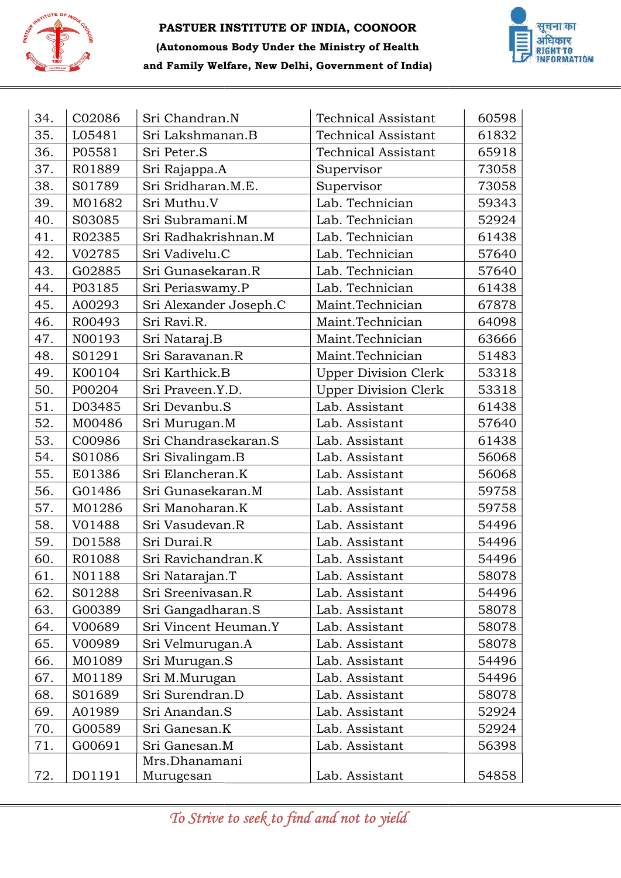| 34. | C02086 | Sri Chandran.N | Technical Assistant | 60598 |
|---|---|---|---|---|
| 35. | L05481 | Sri Lakshmanan.B | Technical Assistant | 61832 |
| 36. | P05581 | Sri Peter.S | Technical Assistant | 65918 |
| 37. | R01889 | Sri Rajappa.A | Supervisor | 73058 |
| 38. | S01789 | Sri Sridharan.M.E. | Supervisor | 73058 |
| 39. | M01682 | Sri Muthu.V | Lab. Technician | 59343 |
| 40. | S03085 | Sri Subramani.M | Lab. Technician | 52924 |
| 41. | R02385 | Sri Radhakrishnan.M | Lab. Technician | 61438 |
| 42. | V02785 | Sri Vadivelu.C | Lab. Technician | 57640 |
| 43. | G02885 | Sri Gunasekaran.R | Lab. Technician | 57640 |
| 44. | P03185 | Sri Periaswamy.P | Lab. Technician | 61438 |
| 45. | A00293 | Sri Alexander Joseph.C | Maint.Technician | 67878 |
| 46. | R00493 | Sri Ravi.R. | Maint.Technician | 64098 |
| 47. | N00193 | Sri Nataraj.B | Maint.Technician | 63666 |
| 48. | S01291 | Sri Saravanan.R | Maint.Technician | 51483 |
| 49. | K00104 | Sri Karthick.B | Upper Division Clerk | 53318 |
| 50. | P00204 | Sri Praveen.Y.D. | Upper Division Clerk | 53318 |
| 51. | D03485 | Sri Devanbu.S | Lab. Assistant | 61438 |
| 52. | M00486 | Sri Murugan.M | Lab. Assistant | 57640 |
| 53. | C00986 | Sri Chandrasekaran.S | Lab. Assistant | 61438 |
| 54. | S01086 | Sri Sivalingam.B | Lab. Assistant | 56068 |
| 55. | E01386 | Sri Elancheran.K | Lab. Assistant | 56068 |
| 56. | G01486 | Sri Gunasekaran.M | Lab. Assistant | 59758 |
| 57. | M01286 | Sri Manoharan.K | Lab. Assistant | 59758 |
| 58. | V01488 | Sri Vasudevan.R | Lab. Assistant | 54496 |
| 59. | D01588 | Sri Durai.R | Lab. Assistant | 54496 |
| 60. | R01088 | Sri Ravichandran.K | Lab. Assistant | 54496 |
| 61. | N01188 | Sri Natarajan.T | Lab. Assistant | 58078 |
| 62. | S01288 | Sri Sreenivasan.R | Lab. Assistant | 54496 |
| 63. | G00389 | Sri Gangadharan.S | Lab. Assistant | 58078 |
| 64. | V00689 | Sri Vincent Heuman.Y | Lab. Assistant | 58078 |
| 65. | V00989 | Sri Velmurugan.A | Lab. Assistant | 58078 |
| 66. | M01089 | Sri Murugan.S | Lab. Assistant | 54496 |
| 67. | M01189 | Sri M.Murugan | Lab. Assistant | 54496 |
| 68. | S01689 | Sri Surendran.D | Lab. Assistant | 58078 |
| 69. | A01989 | Sri Anandan.S | Lab. Assistant | 52924 |
| 70. | G00589 | Sri Ganesan.K | Lab. Assistant | 52924 |
| 71. | G00691 | Sri Ganesan.M | Lab. Assistant | 56398 |
| 72. | D01191 | Mrs.Dhanamani Murugesan | Lab. Assistant | 54858 |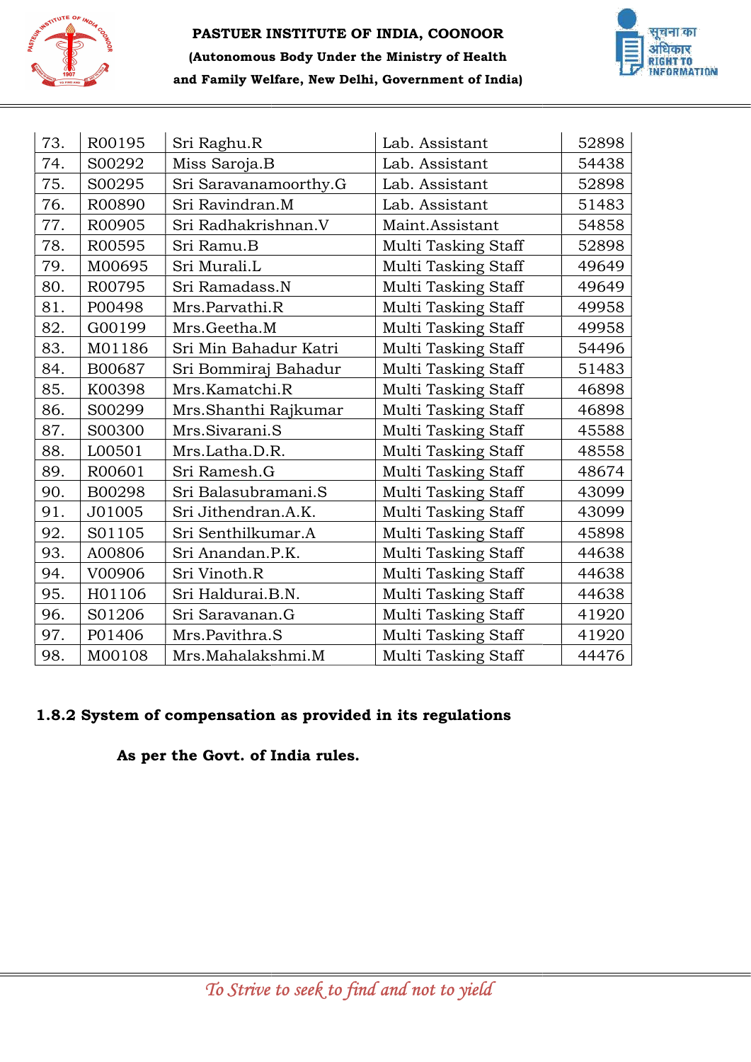| | | | | |
|---|---|---|---|---|
| 73. | R00195 | Sri Raghu.R | Lab. Assistant | 52898 |
| 74. | S00292 | Miss Saroja.B | Lab. Assistant | 54438 |
| 75. | S00295 | Sri Saravanamoorthy.G | Lab. Assistant | 52898 |
| 76. | R00890 | Sri Ravindran.M | Lab. Assistant | 51483 |
| 77. | R00905 | Sri Radhakrishnan.V | Maint.Assistant | 54858 |
| 78. | R00595 | Sri Ramu.B | Multi Tasking Staff | 52898 |
| 79. | M00695 | Sri Murali.L | Multi Tasking Staff | 49649 |
| 80. | R00795 | Sri Ramadass.N | Multi Tasking Staff | 49649 |
| 81. | P00498 | Mrs.Parvathi.R | Multi Tasking Staff | 49958 |
| 82. | G00199 | Mrs.Geetha.M | Multi Tasking Staff | 49958 |
| 83. | M01186 | Sri Min Bahadur Katri | Multi Tasking Staff | 54496 |
| 84. | B00687 | Sri Bommiraj Bahadur | Multi Tasking Staff | 51483 |
| 85. | K00398 | Mrs.Kamatchi.R | Multi Tasking Staff | 46898 |
| 86. | S00299 | Mrs.Shanthi Rajkumar | Multi Tasking Staff | 46898 |
| 87. | S00300 | Mrs.Sivarani.S | Multi Tasking Staff | 45588 |
| 88. | L00501 | Mrs.Latha.D.R. | Multi Tasking Staff | 48558 |
| 89. | R00601 | Sri Ramesh.G | Multi Tasking Staff | 48674 |
| 90. | B00298 | Sri Balasubramani.S | Multi Tasking Staff | 43099 |
| 91. | J01005 | Sri Jithendran.A.K. | Multi Tasking Staff | 43099 |
| 92. | S01105 | Sri Senthilkumar.A | Multi Tasking Staff | 45898 |
| 93. | A00806 | Sri Anandan.P.K. | Multi Tasking Staff | 44638 |
| 94. | V00906 | Sri Vinoth.R | Multi Tasking Staff | 44638 |
| 95. | H01106 | Sri Haldurai.B.N. | Multi Tasking Staff | 44638 |
| 96. | S01206 | Sri Saravanan.G | Multi Tasking Staff | 41920 |
| 97. | P01406 | Mrs.Pavithra.S | Multi Tasking Staff | 41920 |
| 98. | M00108 | Mrs.Mahalakshmi.M | Multi Tasking Staff | 44476 |

**1.8.2 System of compensation as provided in its regulations**

**As per the Govt. of India rules.**